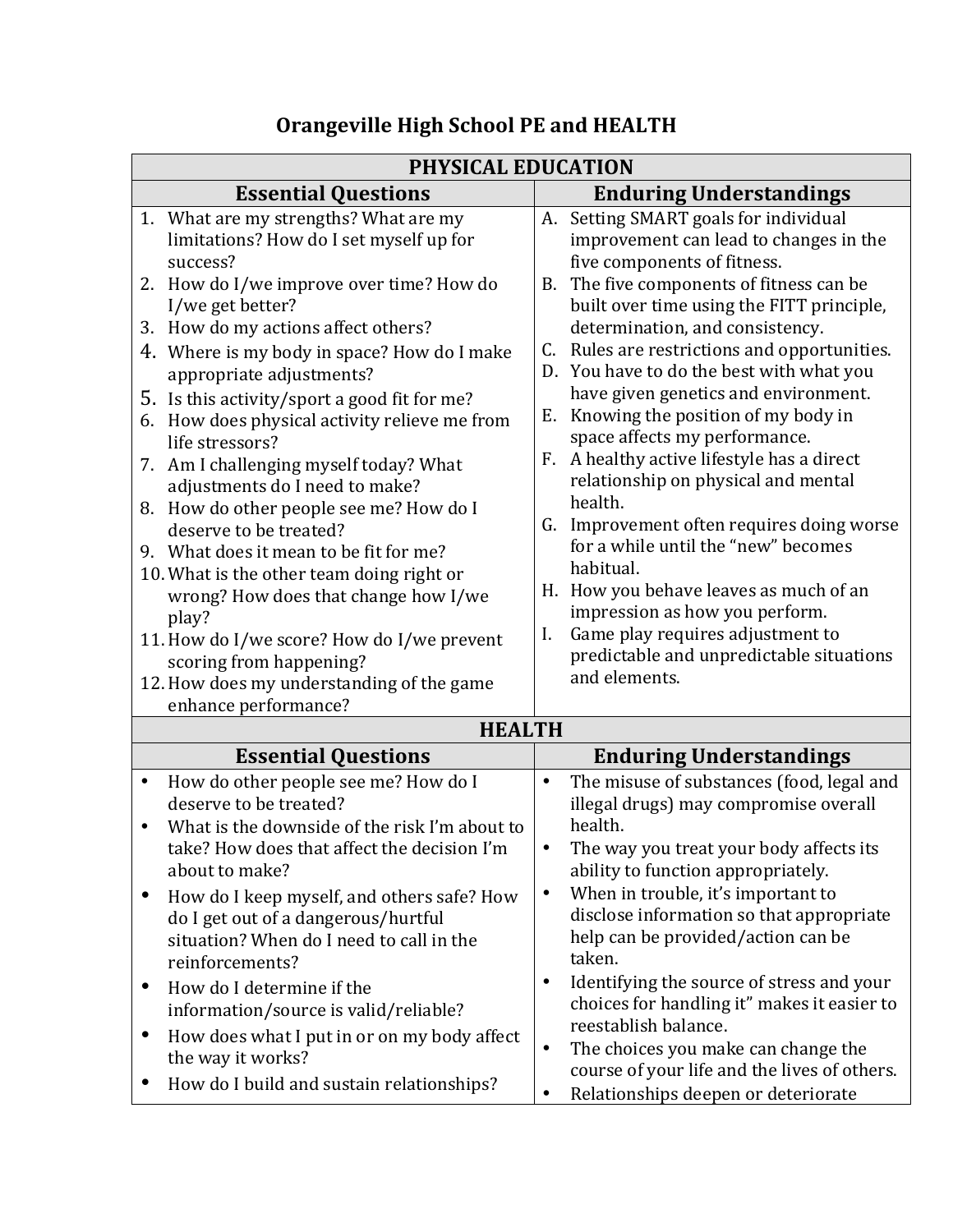# Orangeville High School PE and HEALTH

| PHYSICAL EDUCATION | |
|---|---|
| **Essential Questions** | **Enduring Understandings** |
| 1. What are my strengths? What are my limitations? How do I set myself up for success?<br>2. How do I/we improve over time? How do I/we get better?<br>3. How do my actions affect others?<br>4. Where is my body in space? How do I make appropriate adjustments?<br>5. Is this activity/sport a good fit for me?<br>6. How does physical activity relieve me from life stressors?<br>7. Am I challenging myself today? What adjustments do I need to make?<br>8. How do other people see me? How do I deserve to be treated?<br>9. What does it mean to be fit for me?<br>10. What is the other team doing right or wrong? How does that change how I/we play?<br>11. How do I/we score? How do I/we prevent scoring from happening?<br>12. How does my understanding of the game enhance performance? | A. Setting SMART goals for individual improvement can lead to changes in the five components of fitness.<br>B. The five components of fitness can be built over time using the FITT principle, determination, and consistency.<br>C. Rules are restrictions and opportunities.<br>D. You have to do the best with what you have given genetics and environment.<br>E. Knowing the position of my body in space affects my performance.<br>F. A healthy active lifestyle has a direct relationship on physical and mental health.<br>G. Improvement often requires doing worse for a while until the "new" becomes habitual.<br>H. How you behave leaves as much of an impression as how you perform.<br>I. Game play requires adjustment to predictable and unpredictable situations and elements. |
| **HEALTH** | |
| **Essential Questions** | **Enduring Understandings** |
| • How do other people see me? How do I deserve to be treated?<br>• What is the downside of the risk I'm about to take? How does that affect the decision I'm about to make?<br>• How do I keep myself, and others safe? How do I get out of a dangerous/hurtful situation? When do I need to call in the reinforcements?<br>• How do I determine if the information/source is valid/reliable?<br>• How does what I put in or on my body affect the way it works?<br>• How do I build and sustain relationships? | • The misuse of substances (food, legal and illegal drugs) may compromise overall health.<br>• The way you treat your body affects its ability to function appropriately.<br>• When in trouble, it's important to disclose information so that appropriate help can be provided/action can be taken.<br>• Identifying the source of stress and your choices for handling it" makes it easier to reestablish balance.<br>• The choices you make can change the course of your life and the lives of others.<br>• Relationships deepen or deteriorate |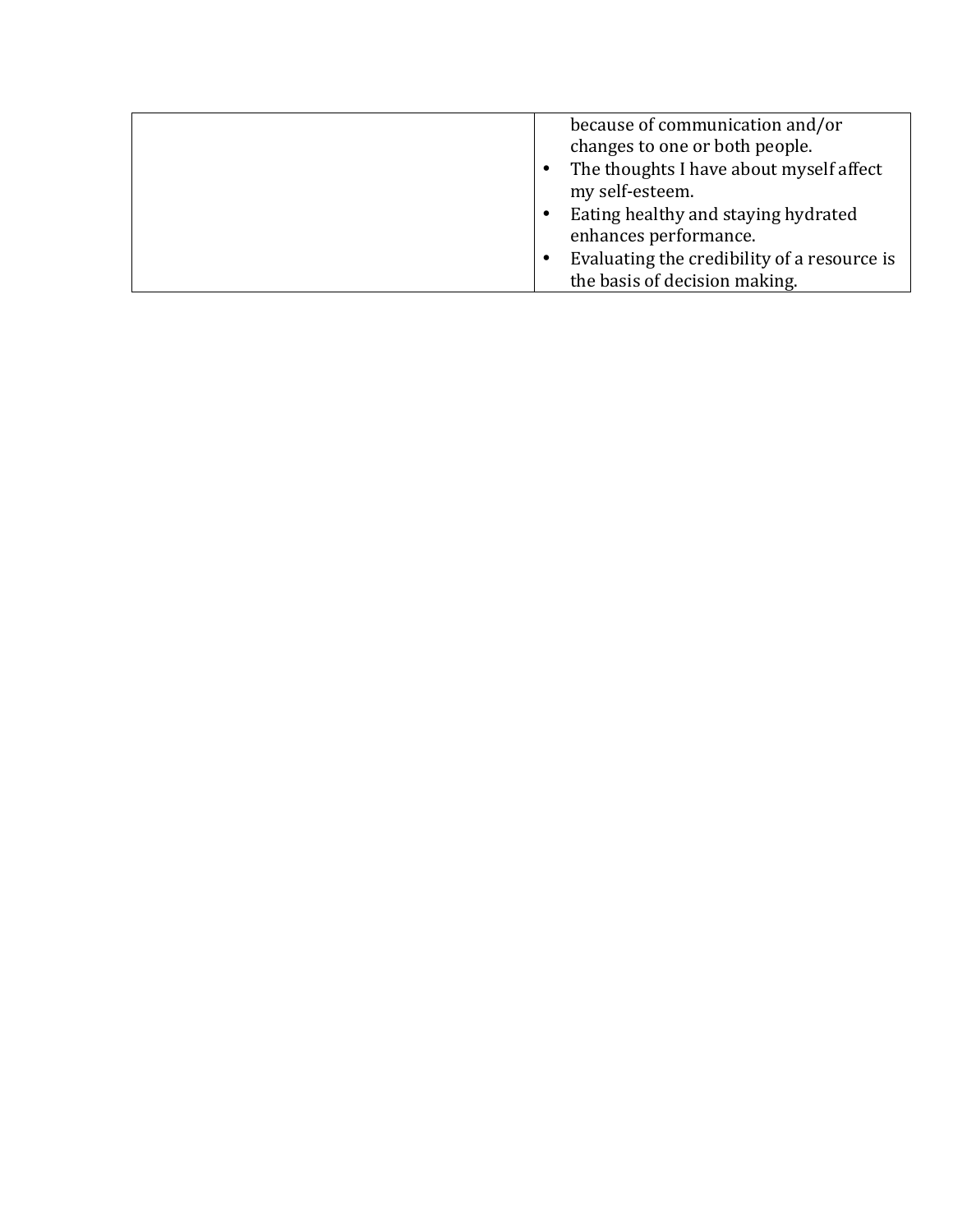| | |
|---|---|
| | because of communication and/or changes to one or both people.<br>• The thoughts I have about myself affect my self-esteem.<br>• Eating healthy and staying hydrated enhances performance.<br>• Evaluating the credibility of a resource is the basis of decision making. |